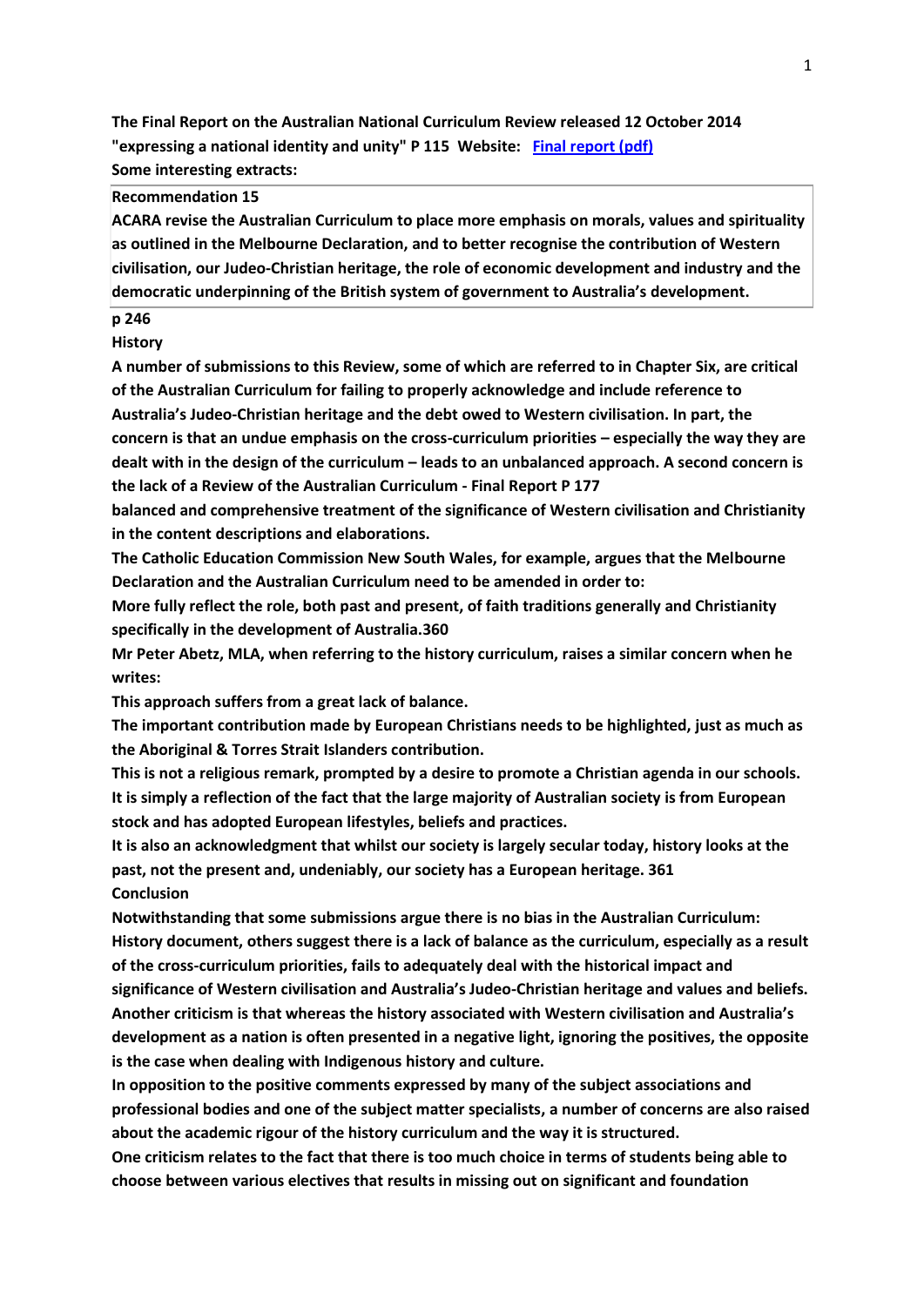**The Final Report on the Australian National Curriculum Review released 12 October 2014 "expressing a national identity and unity" P 115 Website: [Final report (pdf)]**
**Some interesting extracts:**

**Recommendation 15**
**ACARA revise the Australian Curriculum to place more emphasis on morals, values and spirituality as outlined in the Melbourne Declaration, and to better recognise the contribution of Western civilisation, our Judeo-Christian heritage, the role of economic development and industry and the democratic underpinning of the British system of government to Australia's development.**

**p 246**

**History**

**A number of submissions to this Review, some of which are referred to in Chapter Six, are critical of the Australian Curriculum for failing to properly acknowledge and include reference to Australia's Judeo-Christian heritage and the debt owed to Western civilisation. In part, the concern is that an undue emphasis on the cross-curriculum priorities – especially the way they are dealt with in the design of the curriculum – leads to an unbalanced approach. A second concern is the lack of a Review of the Australian Curriculum - Final Report P 177 balanced and comprehensive treatment of the significance of Western civilisation and Christianity in the content descriptions and elaborations.**

**The Catholic Education Commission New South Wales, for example, argues that the Melbourne Declaration and the Australian Curriculum need to be amended in order to:**

**More fully reflect the role, both past and present, of faith traditions generally and Christianity specifically in the development of Australia.360**

**Mr Peter Abetz, MLA, when referring to the history curriculum, raises a similar concern when he writes:**

**This approach suffers from a great lack of balance.**

**The important contribution made by European Christians needs to be highlighted, just as much as the Aboriginal & Torres Strait Islanders contribution.**

**This is not a religious remark, prompted by a desire to promote a Christian agenda in our schools. It is simply a reflection of the fact that the large majority of Australian society is from European stock and has adopted European lifestyles, beliefs and practices.**

**It is also an acknowledgment that whilst our society is largely secular today, history looks at the past, not the present and, undeniably, our society has a European heritage. 361**

**Conclusion**

**Notwithstanding that some submissions argue there is no bias in the Australian Curriculum: History document, others suggest there is a lack of balance as the curriculum, especially as a result of the cross-curriculum priorities, fails to adequately deal with the historical impact and significance of Western civilisation and Australia's Judeo-Christian heritage and values and beliefs. Another criticism is that whereas the history associated with Western civilisation and Australia's development as a nation is often presented in a negative light, ignoring the positives, the opposite is the case when dealing with Indigenous history and culture.**

**In opposition to the positive comments expressed by many of the subject associations and professional bodies and one of the subject matter specialists, a number of concerns are also raised about the academic rigour of the history curriculum and the way it is structured.**

**One criticism relates to the fact that there is too much choice in terms of students being able to choose between various electives that results in missing out on significant and foundation**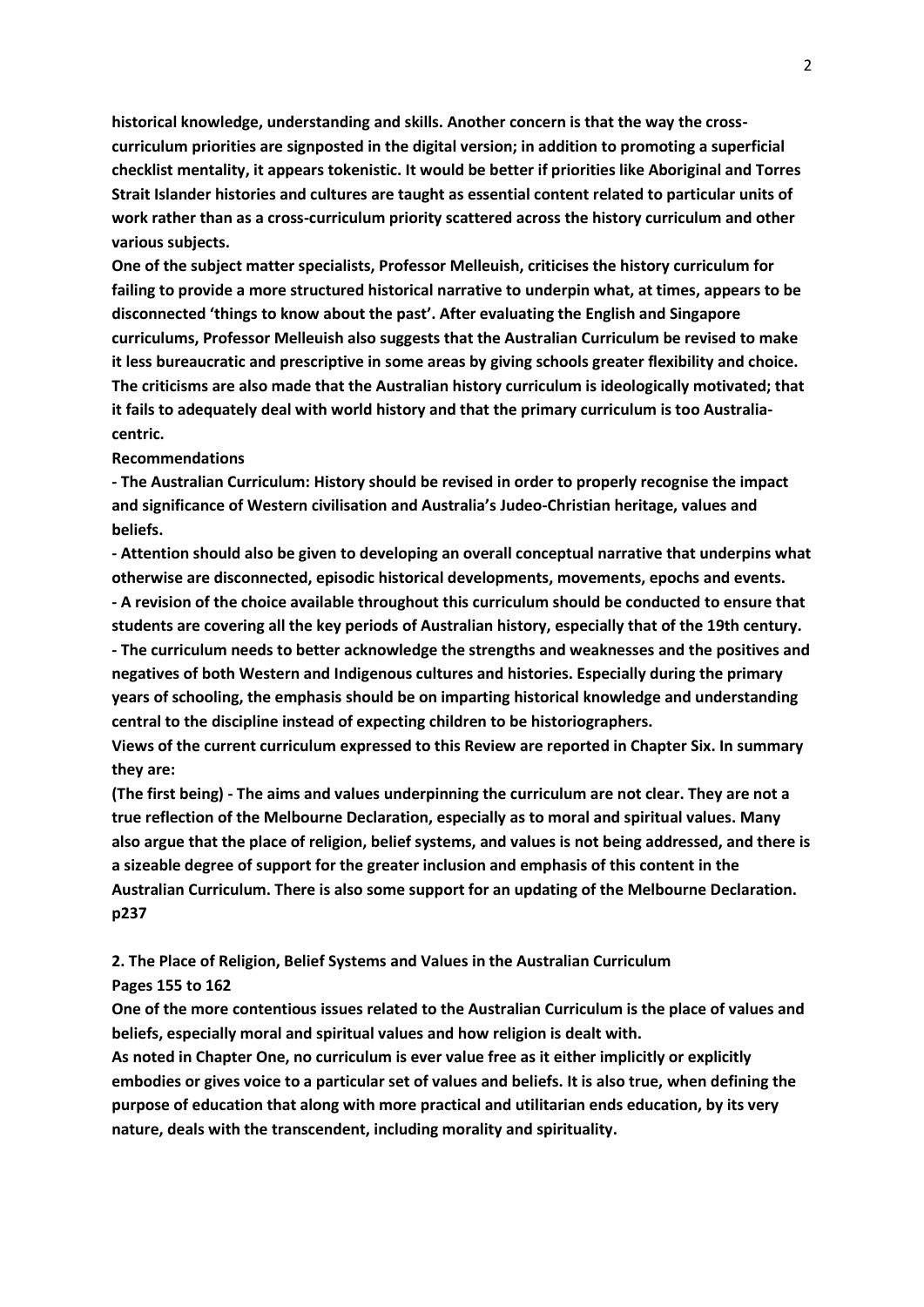**historical knowledge, understanding and skills. Another concern is that the way the cross-curriculum priorities are signposted in the digital version; in addition to promoting a superficial checklist mentality, it appears tokenistic. It would be better if priorities like Aboriginal and Torres Strait Islander histories and cultures are taught as essential content related to particular units of work rather than as a cross-curriculum priority scattered across the history curriculum and other various subjects.**

**One of the subject matter specialists, Professor Melleuish, criticises the history curriculum for failing to provide a more structured historical narrative to underpin what, at times, appears to be disconnected 'things to know about the past'. After evaluating the English and Singapore curriculums, Professor Melleuish also suggests that the Australian Curriculum be revised to make it less bureaucratic and prescriptive in some areas by giving schools greater flexibility and choice. The criticisms are also made that the Australian history curriculum is ideologically motivated; that it fails to adequately deal with world history and that the primary curriculum is too Australia-centric.**

**Recommendations**

**- The Australian Curriculum: History should be revised in order to properly recognise the impact and significance of Western civilisation and Australia's Judeo-Christian heritage, values and beliefs.**

**- Attention should also be given to developing an overall conceptual narrative that underpins what otherwise are disconnected, episodic historical developments, movements, epochs and events.**

**- A revision of the choice available throughout this curriculum should be conducted to ensure that students are covering all the key periods of Australian history, especially that of the 19th century.**

**- The curriculum needs to better acknowledge the strengths and weaknesses and the positives and negatives of both Western and Indigenous cultures and histories. Especially during the primary years of schooling, the emphasis should be on imparting historical knowledge and understanding central to the discipline instead of expecting children to be historiographers.**

**Views of the current curriculum expressed to this Review are reported in Chapter Six. In summary they are:**

**(The first being) - The aims and values underpinning the curriculum are not clear. They are not a true reflection of the Melbourne Declaration, especially as to moral and spiritual values. Many also argue that the place of religion, belief systems, and values is not being addressed, and there is a sizeable degree of support for the greater inclusion and emphasis of this content in the Australian Curriculum. There is also some support for an updating of the Melbourne Declaration. p237**

**2. The Place of Religion, Belief Systems and Values in the Australian Curriculum**
**Pages 155 to 162**

**One of the more contentious issues related to the Australian Curriculum is the place of values and beliefs, especially moral and spiritual values and how religion is dealt with.**

**As noted in Chapter One, no curriculum is ever value free as it either implicitly or explicitly embodies or gives voice to a particular set of values and beliefs. It is also true, when defining the purpose of education that along with more practical and utilitarian ends education, by its very nature, deals with the transcendent, including morality and spirituality.**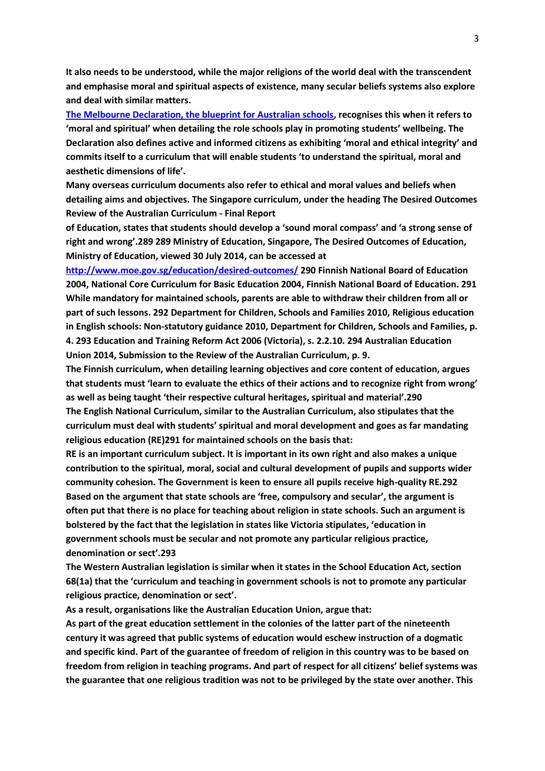**It also needs to be understood, while the major religions of the world deal with the transcendent and emphasise moral and spiritual aspects of existence, many secular beliefs systems also explore and deal with similar matters.**

**[The Melbourne Declaration, the blueprint for Australian schools](), recognises this when it refers to 'moral and spiritual' when detailing the role schools play in promoting students' wellbeing. The Declaration also defines active and informed citizens as exhibiting 'moral and ethical integrity' and commits itself to a curriculum that will enable students 'to understand the spiritual, moral and aesthetic dimensions of life'.**

**Many overseas curriculum documents also refer to ethical and moral values and beliefs when detailing aims and objectives. The Singapore curriculum, under the heading The Desired Outcomes Review of the Australian Curriculum - Final Report of Education, states that students should develop a 'sound moral compass' and 'a strong sense of right and wrong'.289 289 Ministry of Education, Singapore, The Desired Outcomes of Education, Ministry of Education, viewed 30 July 2014, can be accessed at [http://www.moe.gov.sg/education/desired-outcomes/](http://www.moe.gov.sg/education/desired-outcomes/) 290 Finnish National Board of Education 2004, National Core Curriculum for Basic Education 2004, Finnish National Board of Education. 291 While mandatory for maintained schools, parents are able to withdraw their children from all or part of such lessons. 292 Department for Children, Schools and Families 2010, Religious education in English schools: Non-statutory guidance 2010, Department for Children, Schools and Families, p. 4. 293 Education and Training Reform Act 2006 (Victoria), s. 2.2.10. 294 Australian Education Union 2014, Submission to the Review of the Australian Curriculum, p. 9.**

**The Finnish curriculum, when detailing learning objectives and core content of education, argues that students must 'learn to evaluate the ethics of their actions and to recognize right from wrong' as well as being taught 'their respective cultural heritages, spiritual and material'.290**

**The English National Curriculum, similar to the Australian Curriculum, also stipulates that the curriculum must deal with students' spiritual and moral development and goes as far mandating religious education (RE)291 for maintained schools on the basis that:**

**RE is an important curriculum subject. It is important in its own right and also makes a unique contribution to the spiritual, moral, social and cultural development of pupils and supports wider community cohesion. The Government is keen to ensure all pupils receive high-quality RE.292**

**Based on the argument that state schools are 'free, compulsory and secular', the argument is often put that there is no place for teaching about religion in state schools. Such an argument is bolstered by the fact that the legislation in states like Victoria stipulates, 'education in government schools must be secular and not promote any particular religious practice, denomination or sect'.293**

**The Western Australian legislation is similar when it states in the School Education Act, section 68(1a) that the 'curriculum and teaching in government schools is not to promote any particular religious practice, denomination or sect'.**

**As a result, organisations like the Australian Education Union, argue that:**

**As part of the great education settlement in the colonies of the latter part of the nineteenth century it was agreed that public systems of education would eschew instruction of a dogmatic and specific kind. Part of the guarantee of freedom of religion in this country was to be based on freedom from religion in teaching programs. And part of respect for all citizens' belief systems was the guarantee that one religious tradition was not to be privileged by the state over another. This**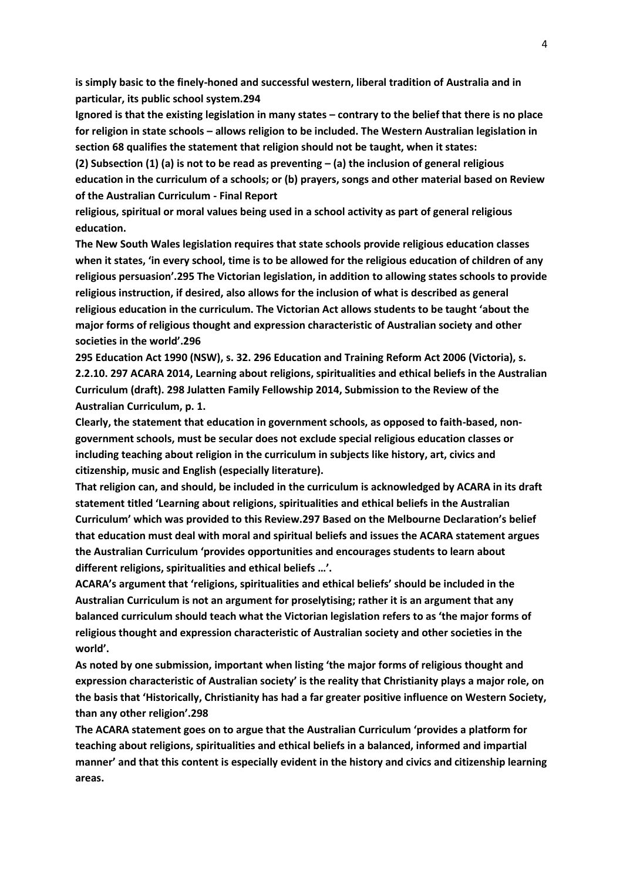**is simply basic to the finely-honed and successful western, liberal tradition of Australia and in particular, its public school system.294**

**Ignored is that the existing legislation in many states – contrary to the belief that there is no place for religion in state schools – allows religion to be included. The Western Australian legislation in section 68 qualifies the statement that religion should not be taught, when it states:**

**(2) Subsection (1) (a) is not to be read as preventing – (a) the inclusion of general religious education in the curriculum of a schools; or (b) prayers, songs and other material based on Review of the Australian Curriculum - Final Report**

**religious, spiritual or moral values being used in a school activity as part of general religious education.**

**The New South Wales legislation requires that state schools provide religious education classes when it states, 'in every school, time is to be allowed for the religious education of children of any religious persuasion'.295 The Victorian legislation, in addition to allowing states schools to provide religious instruction, if desired, also allows for the inclusion of what is described as general religious education in the curriculum. The Victorian Act allows students to be taught 'about the major forms of religious thought and expression characteristic of Australian society and other societies in the world'.296**

**295 Education Act 1990 (NSW), s. 32. 296 Education and Training Reform Act 2006 (Victoria), s. 2.2.10. 297 ACARA 2014, Learning about religions, spiritualities and ethical beliefs in the Australian Curriculum (draft). 298 Julatten Family Fellowship 2014, Submission to the Review of the Australian Curriculum, p. 1.**

**Clearly, the statement that education in government schools, as opposed to faith-based, non-government schools, must be secular does not exclude special religious education classes or including teaching about religion in the curriculum in subjects like history, art, civics and citizenship, music and English (especially literature).**

**That religion can, and should, be included in the curriculum is acknowledged by ACARA in its draft statement titled 'Learning about religions, spiritualities and ethical beliefs in the Australian Curriculum' which was provided to this Review.297 Based on the Melbourne Declaration's belief that education must deal with moral and spiritual beliefs and issues the ACARA statement argues the Australian Curriculum 'provides opportunities and encourages students to learn about different religions, spiritualities and ethical beliefs …'.**

**ACARA's argument that 'religions, spiritualities and ethical beliefs' should be included in the Australian Curriculum is not an argument for proselytising; rather it is an argument that any balanced curriculum should teach what the Victorian legislation refers to as 'the major forms of religious thought and expression characteristic of Australian society and other societies in the world'.**

**As noted by one submission, important when listing 'the major forms of religious thought and expression characteristic of Australian society' is the reality that Christianity plays a major role, on the basis that 'Historically, Christianity has had a far greater positive influence on Western Society, than any other religion'.298**

**The ACARA statement goes on to argue that the Australian Curriculum 'provides a platform for teaching about religions, spiritualities and ethical beliefs in a balanced, informed and impartial manner' and that this content is especially evident in the history and civics and citizenship learning areas.**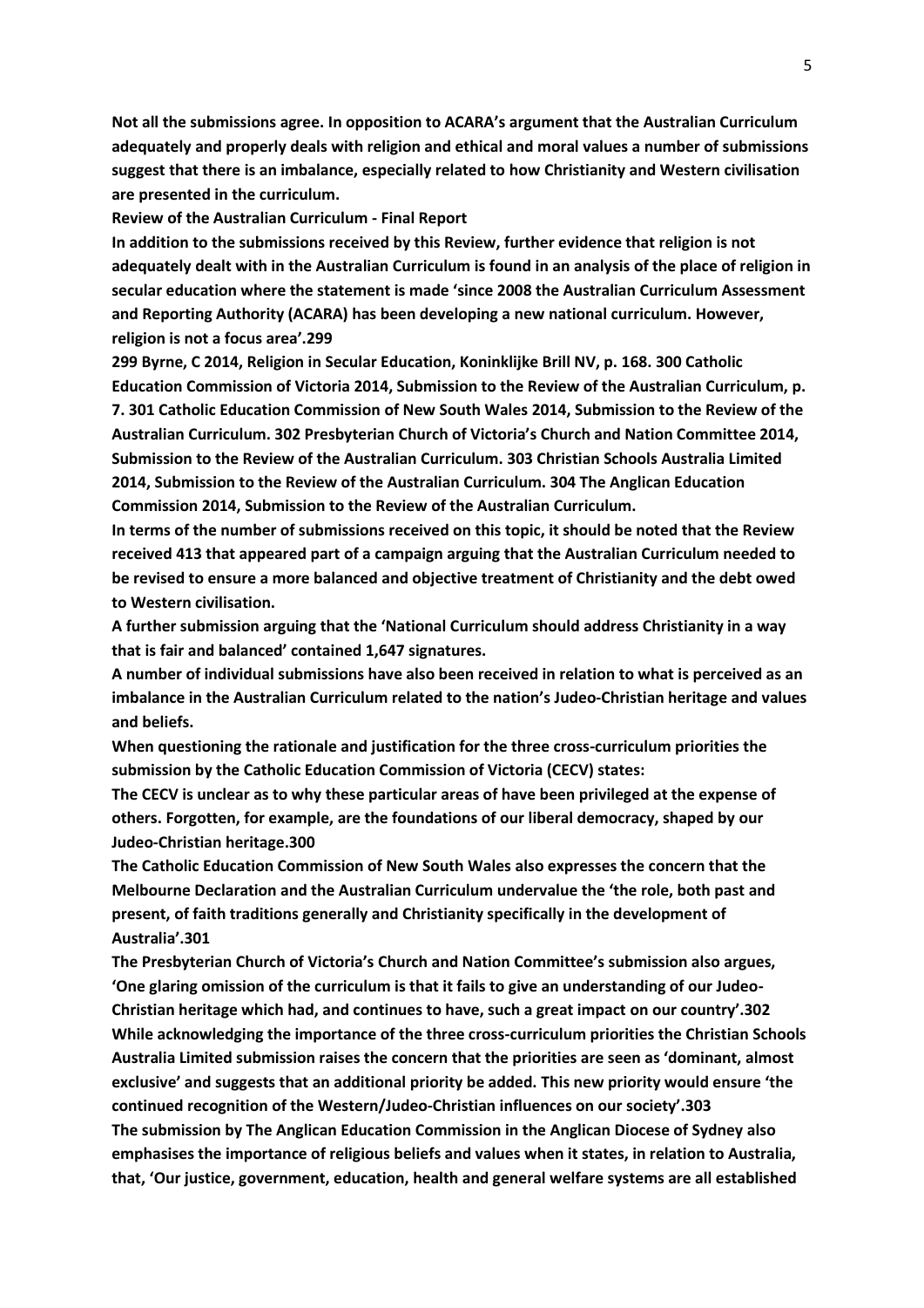**Not all the submissions agree. In opposition to ACARA's argument that the Australian Curriculum adequately and properly deals with religion and ethical and moral values a number of submissions suggest that there is an imbalance, especially related to how Christianity and Western civilisation are presented in the curriculum.**

**Review of the Australian Curriculum - Final Report**

**In addition to the submissions received by this Review, further evidence that religion is not adequately dealt with in the Australian Curriculum is found in an analysis of the place of religion in secular education where the statement is made 'since 2008 the Australian Curriculum Assessment and Reporting Authority (ACARA) has been developing a new national curriculum. However, religion is not a focus area'.299**

**299 Byrne, C 2014, Religion in Secular Education, Koninklijke Brill NV, p. 168. 300 Catholic Education Commission of Victoria 2014, Submission to the Review of the Australian Curriculum, p. 7. 301 Catholic Education Commission of New South Wales 2014, Submission to the Review of the Australian Curriculum. 302 Presbyterian Church of Victoria's Church and Nation Committee 2014, Submission to the Review of the Australian Curriculum. 303 Christian Schools Australia Limited 2014, Submission to the Review of the Australian Curriculum. 304 The Anglican Education Commission 2014, Submission to the Review of the Australian Curriculum.**

**In terms of the number of submissions received on this topic, it should be noted that the Review received 413 that appeared part of a campaign arguing that the Australian Curriculum needed to be revised to ensure a more balanced and objective treatment of Christianity and the debt owed to Western civilisation.**

**A further submission arguing that the 'National Curriculum should address Christianity in a way that is fair and balanced' contained 1,647 signatures.**

**A number of individual submissions have also been received in relation to what is perceived as an imbalance in the Australian Curriculum related to the nation's Judeo-Christian heritage and values and beliefs.**

**When questioning the rationale and justification for the three cross-curriculum priorities the submission by the Catholic Education Commission of Victoria (CECV) states:**

**The CECV is unclear as to why these particular areas of have been privileged at the expense of others. Forgotten, for example, are the foundations of our liberal democracy, shaped by our Judeo-Christian heritage.300**

**The Catholic Education Commission of New South Wales also expresses the concern that the Melbourne Declaration and the Australian Curriculum undervalue the 'the role, both past and present, of faith traditions generally and Christianity specifically in the development of Australia'.301**

**The Presbyterian Church of Victoria's Church and Nation Committee's submission also argues, 'One glaring omission of the curriculum is that it fails to give an understanding of our Judeo-Christian heritage which had, and continues to have, such a great impact on our country'.302**

**While acknowledging the importance of the three cross-curriculum priorities the Christian Schools Australia Limited submission raises the concern that the priorities are seen as 'dominant, almost exclusive' and suggests that an additional priority be added. This new priority would ensure 'the continued recognition of the Western/Judeo-Christian influences on our society'.303**

**The submission by The Anglican Education Commission in the Anglican Diocese of Sydney also emphasises the importance of religious beliefs and values when it states, in relation to Australia, that, 'Our justice, government, education, health and general welfare systems are all established**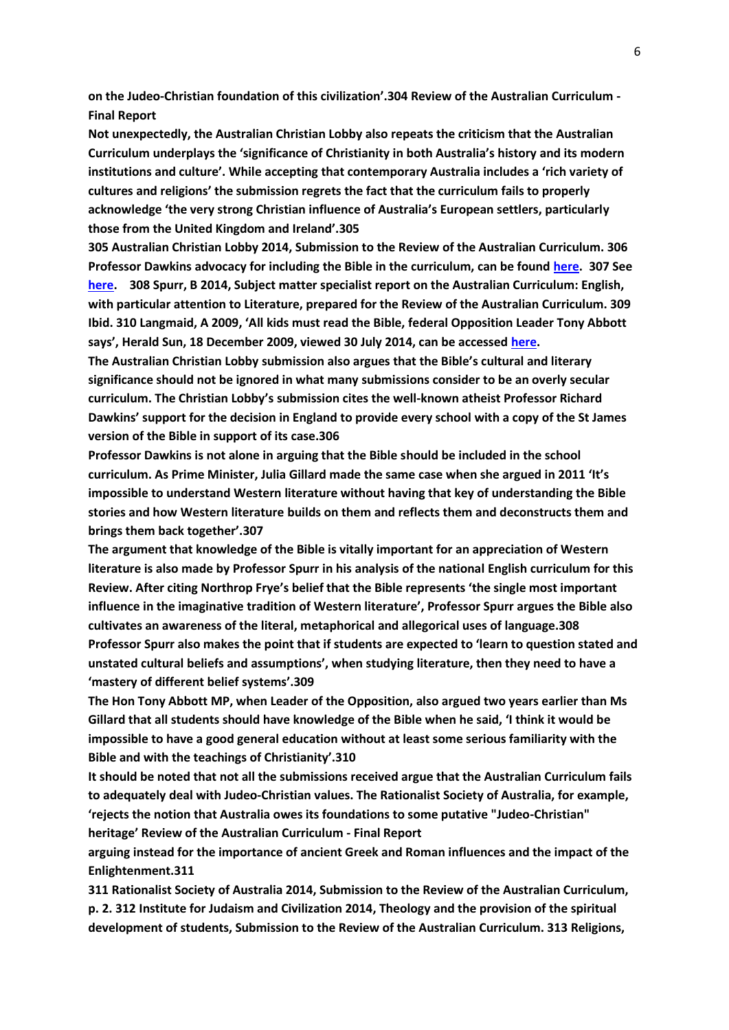**on the Judeo-Christian foundation of this civilization'.304 Review of the Australian Curriculum - Final Report**

**Not unexpectedly, the Australian Christian Lobby also repeats the criticism that the Australian Curriculum underplays the 'significance of Christianity in both Australia's history and its modern institutions and culture'. While accepting that contemporary Australia includes a 'rich variety of cultures and religions' the submission regrets the fact that the curriculum fails to properly acknowledge 'the very strong Christian influence of Australia's European settlers, particularly those from the United Kingdom and Ireland'.305**

**305 Australian Christian Lobby 2014, Submission to the Review of the Australian Curriculum. 306 Professor Dawkins advocacy for including the Bible in the curriculum, can be found here. 307 See here. 308 Spurr, B 2014, Subject matter specialist report on the Australian Curriculum: English, with particular attention to Literature, prepared for the Review of the Australian Curriculum. 309 Ibid. 310 Langmaid, A 2009, 'All kids must read the Bible, federal Opposition Leader Tony Abbott says', Herald Sun, 18 December 2009, viewed 30 July 2014, can be accessed here.**

**The Australian Christian Lobby submission also argues that the Bible's cultural and literary significance should not be ignored in what many submissions consider to be an overly secular curriculum. The Christian Lobby's submission cites the well-known atheist Professor Richard Dawkins' support for the decision in England to provide every school with a copy of the St James version of the Bible in support of its case.306**

**Professor Dawkins is not alone in arguing that the Bible should be included in the school curriculum. As Prime Minister, Julia Gillard made the same case when she argued in 2011 'It's impossible to understand Western literature without having that key of understanding the Bible stories and how Western literature builds on them and reflects them and deconstructs them and brings them back together'.307**

**The argument that knowledge of the Bible is vitally important for an appreciation of Western literature is also made by Professor Spurr in his analysis of the national English curriculum for this Review. After citing Northrop Frye's belief that the Bible represents 'the single most important influence in the imaginative tradition of Western literature', Professor Spurr argues the Bible also cultivates an awareness of the literal, metaphorical and allegorical uses of language.308 Professor Spurr also makes the point that if students are expected to 'learn to question stated and unstated cultural beliefs and assumptions', when studying literature, then they need to have a 'mastery of different belief systems'.309**

**The Hon Tony Abbott MP, when Leader of the Opposition, also argued two years earlier than Ms Gillard that all students should have knowledge of the Bible when he said, 'I think it would be impossible to have a good general education without at least some serious familiarity with the Bible and with the teachings of Christianity'.310**

**It should be noted that not all the submissions received argue that the Australian Curriculum fails to adequately deal with Judeo-Christian values. The Rationalist Society of Australia, for example, 'rejects the notion that Australia owes its foundations to some putative "Judeo-Christian" heritage' Review of the Australian Curriculum - Final Report**

**arguing instead for the importance of ancient Greek and Roman influences and the impact of the Enlightenment.311**

**311 Rationalist Society of Australia 2014, Submission to the Review of the Australian Curriculum, p. 2. 312 Institute for Judaism and Civilization 2014, Theology and the provision of the spiritual development of students, Submission to the Review of the Australian Curriculum. 313 Religions,**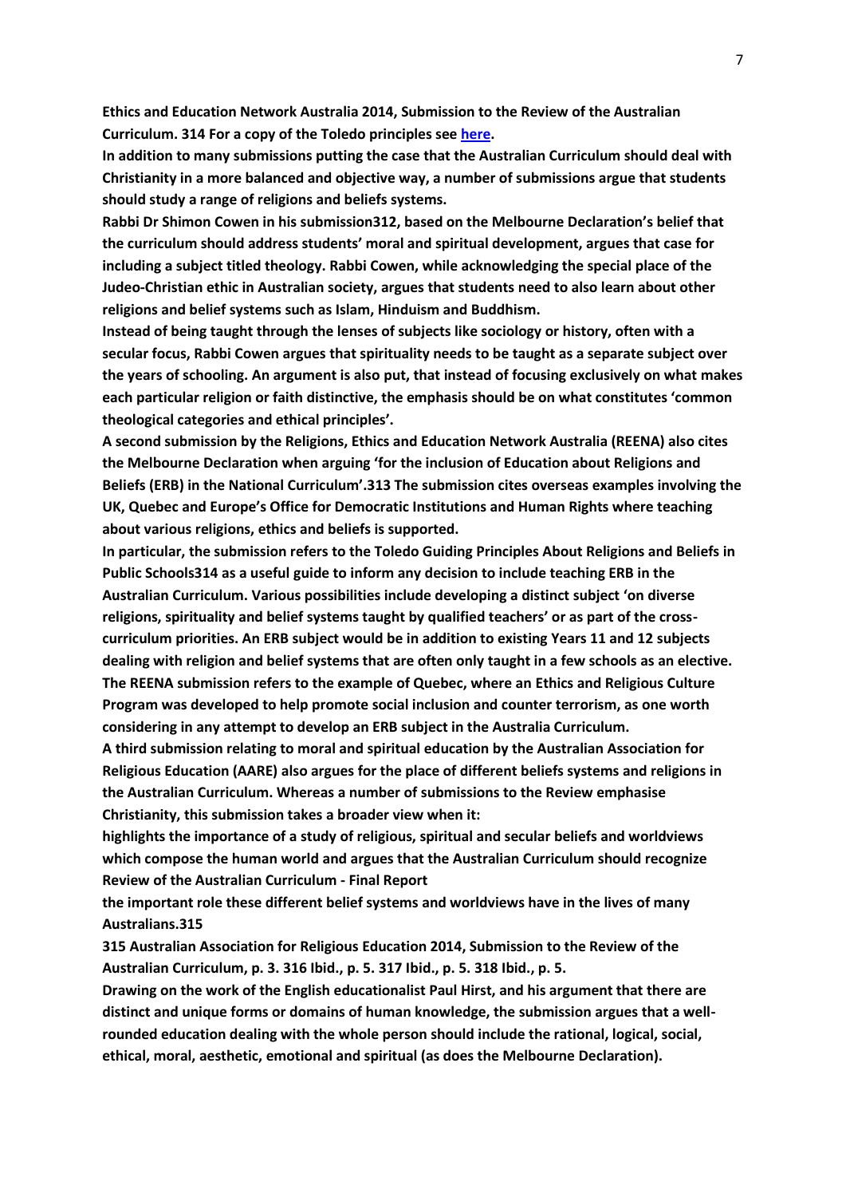**Ethics and Education Network Australia 2014, Submission to the Review of the Australian Curriculum. 314 For a copy of the Toledo principles see here.**

**In addition to many submissions putting the case that the Australian Curriculum should deal with Christianity in a more balanced and objective way, a number of submissions argue that students should study a range of religions and beliefs systems.**

**Rabbi Dr Shimon Cowen in his submission312, based on the Melbourne Declaration's belief that the curriculum should address students' moral and spiritual development, argues that case for including a subject titled theology. Rabbi Cowen, while acknowledging the special place of the Judeo-Christian ethic in Australian society, argues that students need to also learn about other religions and belief systems such as Islam, Hinduism and Buddhism.**

**Instead of being taught through the lenses of subjects like sociology or history, often with a secular focus, Rabbi Cowen argues that spirituality needs to be taught as a separate subject over the years of schooling. An argument is also put, that instead of focusing exclusively on what makes each particular religion or faith distinctive, the emphasis should be on what constitutes 'common theological categories and ethical principles'.**

**A second submission by the Religions, Ethics and Education Network Australia (REENA) also cites the Melbourne Declaration when arguing 'for the inclusion of Education about Religions and Beliefs (ERB) in the National Curriculum'.313 The submission cites overseas examples involving the UK, Quebec and Europe's Office for Democratic Institutions and Human Rights where teaching about various religions, ethics and beliefs is supported.**

**In particular, the submission refers to the Toledo Guiding Principles About Religions and Beliefs in Public Schools314 as a useful guide to inform any decision to include teaching ERB in the Australian Curriculum. Various possibilities include developing a distinct subject 'on diverse religions, spirituality and belief systems taught by qualified teachers' or as part of the cross-curriculum priorities. An ERB subject would be in addition to existing Years 11 and 12 subjects dealing with religion and belief systems that are often only taught in a few schools as an elective. The REENA submission refers to the example of Quebec, where an Ethics and Religious Culture Program was developed to help promote social inclusion and counter terrorism, as one worth considering in any attempt to develop an ERB subject in the Australia Curriculum.**

**A third submission relating to moral and spiritual education by the Australian Association for Religious Education (AARE) also argues for the place of different beliefs systems and religions in the Australian Curriculum. Whereas a number of submissions to the Review emphasise Christianity, this submission takes a broader view when it:**

**highlights the importance of a study of religious, spiritual and secular beliefs and worldviews which compose the human world and argues that the Australian Curriculum should recognize Review of the Australian Curriculum - Final Report**

**the important role these different belief systems and worldviews have in the lives of many Australians.315**

**315 Australian Association for Religious Education 2014, Submission to the Review of the Australian Curriculum, p. 3. 316 Ibid., p. 5. 317 Ibid., p. 5. 318 Ibid., p. 5.**

**Drawing on the work of the English educationalist Paul Hirst, and his argument that there are distinct and unique forms or domains of human knowledge, the submission argues that a well-rounded education dealing with the whole person should include the rational, logical, social, ethical, moral, aesthetic, emotional and spiritual (as does the Melbourne Declaration).**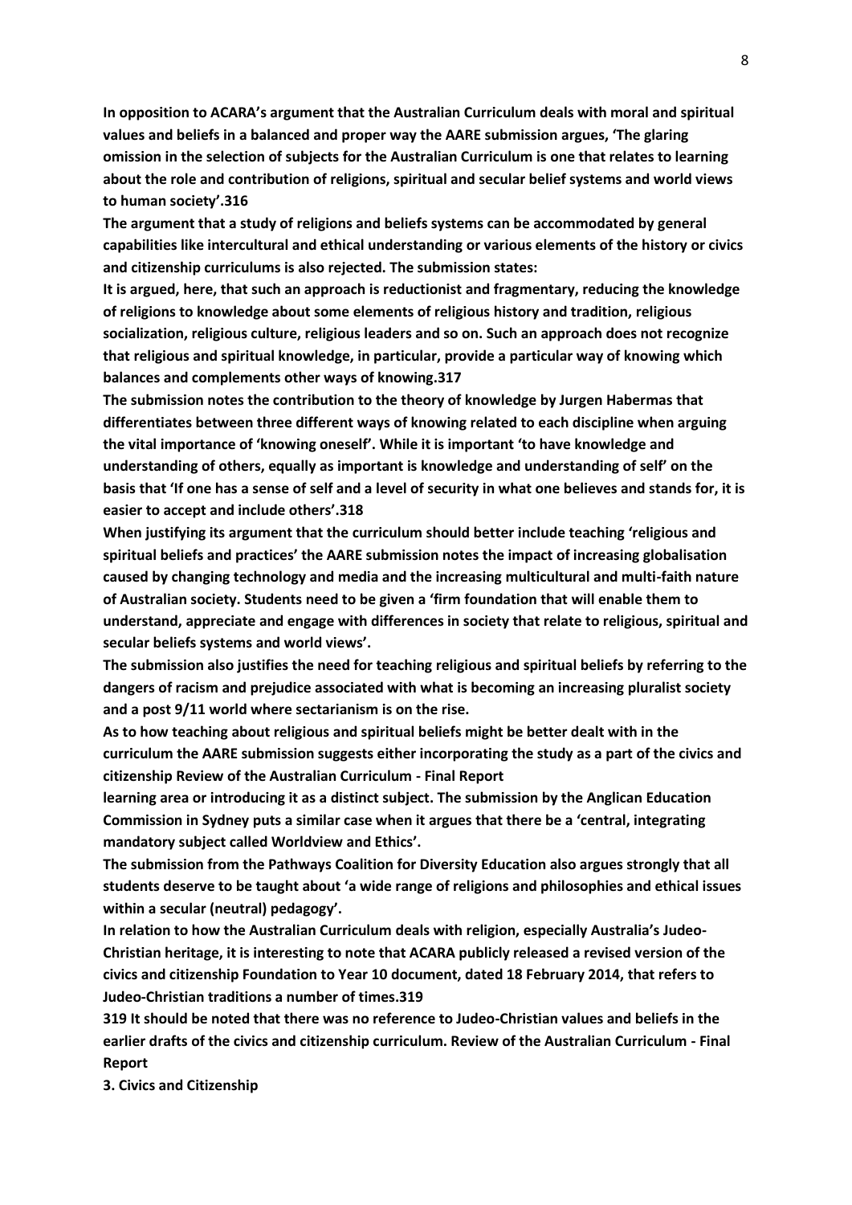**In opposition to ACARA's argument that the Australian Curriculum deals with moral and spiritual values and beliefs in a balanced and proper way the AARE submission argues, 'The glaring omission in the selection of subjects for the Australian Curriculum is one that relates to learning about the role and contribution of religions, spiritual and secular belief systems and world views to human society'.316**

**The argument that a study of religions and beliefs systems can be accommodated by general capabilities like intercultural and ethical understanding or various elements of the history or civics and citizenship curriculums is also rejected. The submission states:**

**It is argued, here, that such an approach is reductionist and fragmentary, reducing the knowledge of religions to knowledge about some elements of religious history and tradition, religious socialization, religious culture, religious leaders and so on. Such an approach does not recognize that religious and spiritual knowledge, in particular, provide a particular way of knowing which balances and complements other ways of knowing.317**

**The submission notes the contribution to the theory of knowledge by Jurgen Habermas that differentiates between three different ways of knowing related to each discipline when arguing the vital importance of 'knowing oneself'. While it is important 'to have knowledge and understanding of others, equally as important is knowledge and understanding of self' on the basis that 'If one has a sense of self and a level of security in what one believes and stands for, it is easier to accept and include others'.318**

**When justifying its argument that the curriculum should better include teaching 'religious and spiritual beliefs and practices' the AARE submission notes the impact of increasing globalisation caused by changing technology and media and the increasing multicultural and multi-faith nature of Australian society. Students need to be given a 'firm foundation that will enable them to understand, appreciate and engage with differences in society that relate to religious, spiritual and secular beliefs systems and world views'.**

**The submission also justifies the need for teaching religious and spiritual beliefs by referring to the dangers of racism and prejudice associated with what is becoming an increasing pluralist society and a post 9/11 world where sectarianism is on the rise.**

**As to how teaching about religious and spiritual beliefs might be better dealt with in the curriculum the AARE submission suggests either incorporating the study as a part of the civics and citizenship Review of the Australian Curriculum - Final Report**

**learning area or introducing it as a distinct subject. The submission by the Anglican Education Commission in Sydney puts a similar case when it argues that there be a 'central, integrating mandatory subject called Worldview and Ethics'.**

**The submission from the Pathways Coalition for Diversity Education also argues strongly that all students deserve to be taught about 'a wide range of religions and philosophies and ethical issues within a secular (neutral) pedagogy'.**

**In relation to how the Australian Curriculum deals with religion, especially Australia's Judeo-Christian heritage, it is interesting to note that ACARA publicly released a revised version of the civics and citizenship Foundation to Year 10 document, dated 18 February 2014, that refers to Judeo-Christian traditions a number of times.319**

**319 It should be noted that there was no reference to Judeo-Christian values and beliefs in the earlier drafts of the civics and citizenship curriculum. Review of the Australian Curriculum - Final Report**

**3. Civics and Citizenship**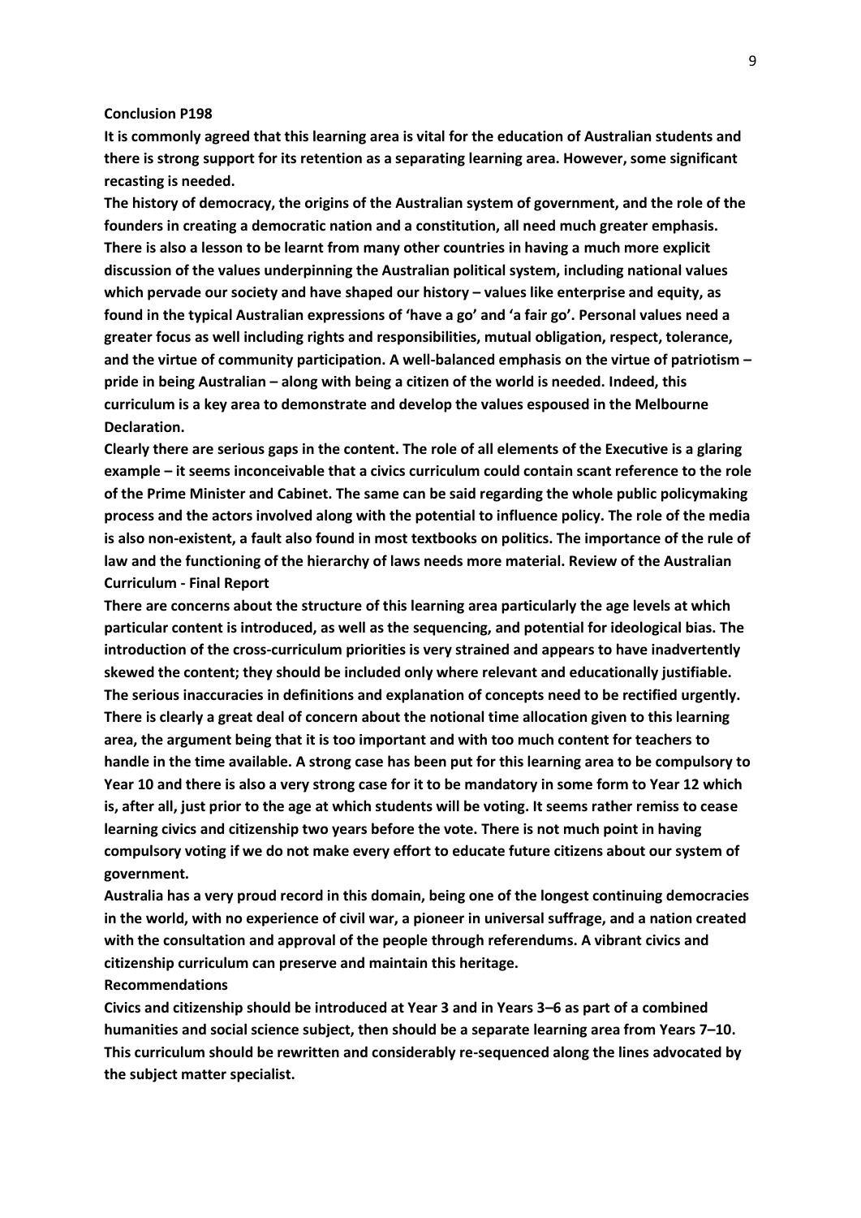**Conclusion P198**

**It is commonly agreed that this learning area is vital for the education of Australian students and there is strong support for its retention as a separating learning area. However, some significant recasting is needed.**

**The history of democracy, the origins of the Australian system of government, and the role of the founders in creating a democratic nation and a constitution, all need much greater emphasis. There is also a lesson to be learnt from many other countries in having a much more explicit discussion of the values underpinning the Australian political system, including national values which pervade our society and have shaped our history – values like enterprise and equity, as found in the typical Australian expressions of 'have a go' and 'a fair go'. Personal values need a greater focus as well including rights and responsibilities, mutual obligation, respect, tolerance, and the virtue of community participation. A well-balanced emphasis on the virtue of patriotism – pride in being Australian – along with being a citizen of the world is needed. Indeed, this curriculum is a key area to demonstrate and develop the values espoused in the Melbourne Declaration.**

**Clearly there are serious gaps in the content. The role of all elements of the Executive is a glaring example – it seems inconceivable that a civics curriculum could contain scant reference to the role of the Prime Minister and Cabinet. The same can be said regarding the whole public policymaking process and the actors involved along with the potential to influence policy. The role of the media is also non-existent, a fault also found in most textbooks on politics. The importance of the rule of law and the functioning of the hierarchy of laws needs more material. Review of the Australian Curriculum - Final Report**

**There are concerns about the structure of this learning area particularly the age levels at which particular content is introduced, as well as the sequencing, and potential for ideological bias. The introduction of the cross-curriculum priorities is very strained and appears to have inadvertently skewed the content; they should be included only where relevant and educationally justifiable. The serious inaccuracies in definitions and explanation of concepts need to be rectified urgently. There is clearly a great deal of concern about the notional time allocation given to this learning area, the argument being that it is too important and with too much content for teachers to handle in the time available. A strong case has been put for this learning area to be compulsory to Year 10 and there is also a very strong case for it to be mandatory in some form to Year 12 which is, after all, just prior to the age at which students will be voting. It seems rather remiss to cease learning civics and citizenship two years before the vote. There is not much point in having compulsory voting if we do not make every effort to educate future citizens about our system of government.**

**Australia has a very proud record in this domain, being one of the longest continuing democracies in the world, with no experience of civil war, a pioneer in universal suffrage, and a nation created with the consultation and approval of the people through referendums. A vibrant civics and citizenship curriculum can preserve and maintain this heritage.**

**Recommendations**

**Civics and citizenship should be introduced at Year 3 and in Years 3–6 as part of a combined humanities and social science subject, then should be a separate learning area from Years 7–10. This curriculum should be rewritten and considerably re-sequenced along the lines advocated by the subject matter specialist.**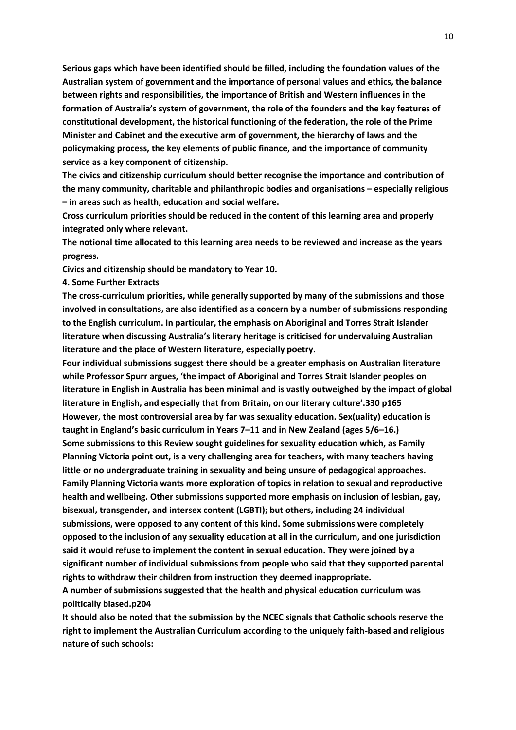**Serious gaps which have been identified should be filled, including the foundation values of the Australian system of government and the importance of personal values and ethics, the balance between rights and responsibilities, the importance of British and Western influences in the formation of Australia's system of government, the role of the founders and the key features of constitutional development, the historical functioning of the federation, the role of the Prime Minister and Cabinet and the executive arm of government, the hierarchy of laws and the policymaking process, the key elements of public finance, and the importance of community service as a key component of citizenship.**

**The civics and citizenship curriculum should better recognise the importance and contribution of the many community, charitable and philanthropic bodies and organisations – especially religious – in areas such as health, education and social welfare.**

**Cross curriculum priorities should be reduced in the content of this learning area and properly integrated only where relevant.**

**The notional time allocated to this learning area needs to be reviewed and increase as the years progress.**

**Civics and citizenship should be mandatory to Year 10.**

**4. Some Further Extracts**

**The cross-curriculum priorities, while generally supported by many of the submissions and those involved in consultations, are also identified as a concern by a number of submissions responding to the English curriculum. In particular, the emphasis on Aboriginal and Torres Strait Islander literature when discussing Australia's literary heritage is criticised for undervaluing Australian literature and the place of Western literature, especially poetry.**

**Four individual submissions suggest there should be a greater emphasis on Australian literature while Professor Spurr argues, 'the impact of Aboriginal and Torres Strait Islander peoples on literature in English in Australia has been minimal and is vastly outweighed by the impact of global literature in English, and especially that from Britain, on our literary culture'.330 p165**

**However, the most controversial area by far was sexuality education. Sex(uality) education is taught in England's basic curriculum in Years 7–11 and in New Zealand (ages 5/6–16.)**

**Some submissions to this Review sought guidelines for sexuality education which, as Family Planning Victoria point out, is a very challenging area for teachers, with many teachers having little or no undergraduate training in sexuality and being unsure of pedagogical approaches. Family Planning Victoria wants more exploration of topics in relation to sexual and reproductive health and wellbeing. Other submissions supported more emphasis on inclusion of lesbian, gay, bisexual, transgender, and intersex content (LGBTI); but others, including 24 individual submissions, were opposed to any content of this kind. Some submissions were completely opposed to the inclusion of any sexuality education at all in the curriculum, and one jurisdiction said it would refuse to implement the content in sexual education. They were joined by a significant number of individual submissions from people who said that they supported parental rights to withdraw their children from instruction they deemed inappropriate.**

**A number of submissions suggested that the health and physical education curriculum was politically biased.p204**

**It should also be noted that the submission by the NCEC signals that Catholic schools reserve the right to implement the Australian Curriculum according to the uniquely faith-based and religious nature of such schools:**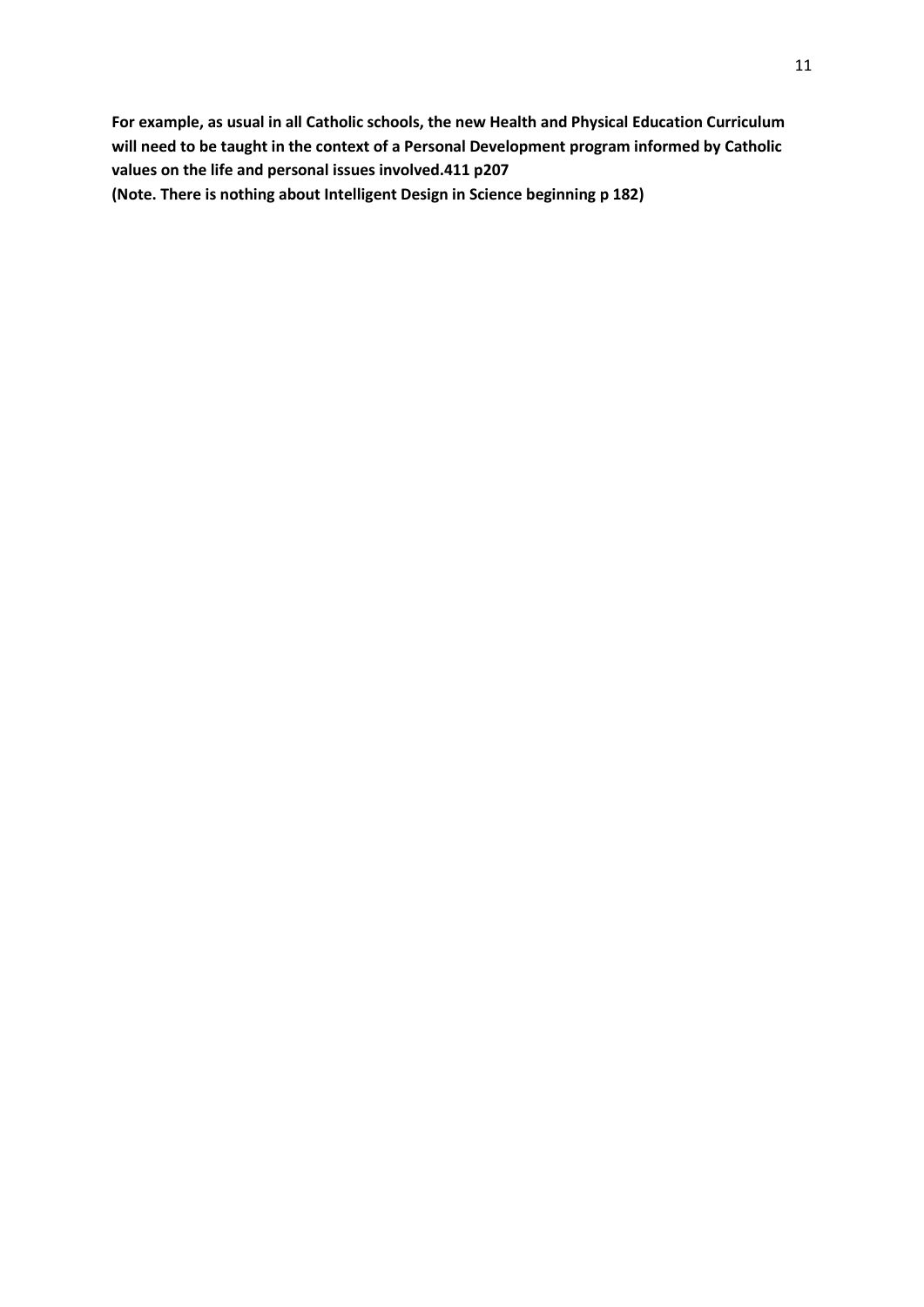**For example, as usual in all Catholic schools, the new Health and Physical Education Curriculum will need to be taught in the context of a Personal Development program informed by Catholic values on the life and personal issues involved.411 p207**

**(Note. There is nothing about Intelligent Design in Science beginning p 182)**